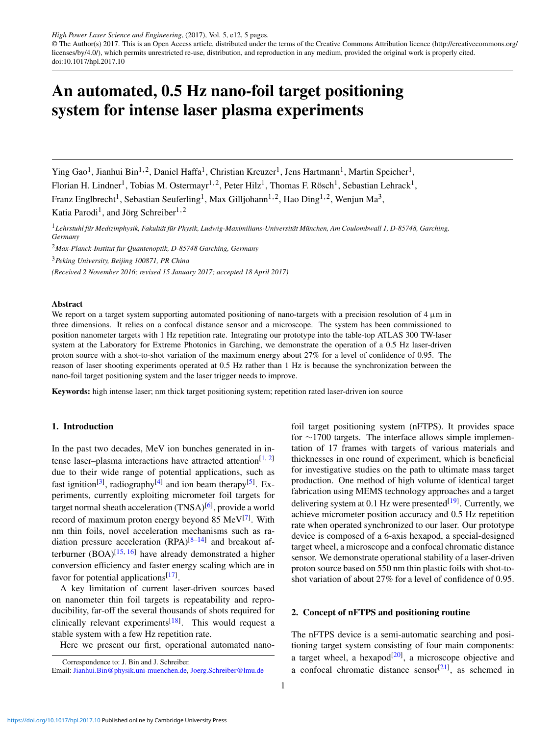*High Power Laser Science and Engineering*, (2017), Vol. 5, e12, 5 pages.
© The Author(s) 2017. This is an Open Access article, distributed under the terms of the Creative Commons Attribution licence (http://creativecommons.org/licenses/by/4.0/), which permits unrestricted re-use, distribution, and reproduction in any medium, provided the original work is properly cited.
doi:10.1017/hpl.2017.10

# An automated, 0.5 Hz nano-foil target positioning system for intense laser plasma experiments

Ying Gao[1], Jianhui Bin[1,2], Daniel Haffa[1], Christian Kreuzer[1], Jens Hartmann[1], Martin Speicher[1], Florian H. Lindner[1], Tobias M. Ostermayr[1,2], Peter Hilz[1], Thomas F. Rösch[1], Sebastian Lehrack[1], Franz Englbrecht[1], Sebastian Seuferling[1], Max Gilljohann[1,2], Hao Ding[1,2], Wenjun Ma[3], Katia Parodi[1], and Jörg Schreiber[1,2]

[1] *Lehrstuhl für Medizinphysik, Fakultät für Physik, Ludwig-Maximilians-Universität München, Am Coulombwall 1, D-85748, Garching, Germany*

[2] *Max-Planck-Institut für Quantenoptik, D-85748 Garching, Germany*

[3] *Peking University, Beijing 100871, PR China*

*(Received 2 November 2016; revised 15 January 2017; accepted 18 April 2017)*

### Abstract

We report on a target system supporting automated positioning of nano-targets with a precision resolution of 4 μm in three dimensions. It relies on a confocal distance sensor and a microscope. The system has been commissioned to position nanometer targets with 1 Hz repetition rate. Integrating our prototype into the table-top ATLAS 300 TW-laser system at the Laboratory for Extreme Photonics in Garching, we demonstrate the operation of a 0.5 Hz laser-driven proton source with a shot-to-shot variation of the maximum energy about 27% for a level of confidence of 0.95. The reason of laser shooting experiments operated at 0.5 Hz rather than 1 Hz is because the synchronization between the nano-foil target positioning system and the laser trigger needs to improve.

**Keywords:** high intense laser; nm thick target positioning system; repetition rated laser-driven ion source

## 1. Introduction

In the past two decades, MeV ion bunches generated in intense laser–plasma interactions have attracted attention[1, 2] due to their wide range of potential applications, such as fast ignition[3], radiography[4] and ion beam therapy[5]. Experiments, currently exploiting micrometer foil targets for target normal sheath acceleration (TNSA)[6], provide a world record of maximum proton energy beyond 85 MeV[7]. With nm thin foils, novel acceleration mechanisms such as radiation pressure acceleration (RPA)[8–14] and breakout afterburner (BOA)[15, 16] have already demonstrated a higher conversion efficiency and faster energy scaling which are in favor for potential applications[17].

A key limitation of current laser-driven sources based on nanometer thin foil targets is repeatability and reproducibility, far-off the several thousands of shots required for clinically relevant experiments[18]. This would request a stable system with a few Hz repetition rate.

Here we present our first, operational automated nano-foil target positioning system (nFTPS). It provides space for ∼1700 targets. The interface allows simple implementation of 17 frames with targets of various materials and thicknesses in one round of experiment, which is beneficial for investigative studies on the path to ultimate mass target production. One method of high volume of identical target fabrication using MEMS technology approaches and a target delivering system at 0.1 Hz were presented[19]. Currently, we achieve micrometer position accuracy and 0.5 Hz repetition rate when operated synchronized to our laser. Our prototype device is composed of a 6-axis hexapod, a special-designed target wheel, a microscope and a confocal chromatic distance sensor. We demonstrate operational stability of a laser-driven proton source based on 550 nm thin plastic foils with shot-to-shot variation of about 27% for a level of confidence of 0.95.

## 2. Concept of nFTPS and positioning routine

The nFTPS device is a semi-automatic searching and positioning target system consisting of four main components: a target wheel, a hexapod[20], a microscope objective and a confocal chromatic distance sensor[21], as schemed in

Correspondence to: J. Bin and J. Schreiber.
Email: Jianhui.Bin@physik.uni-muenchen.de, Joerg.Schreiber@lmu.de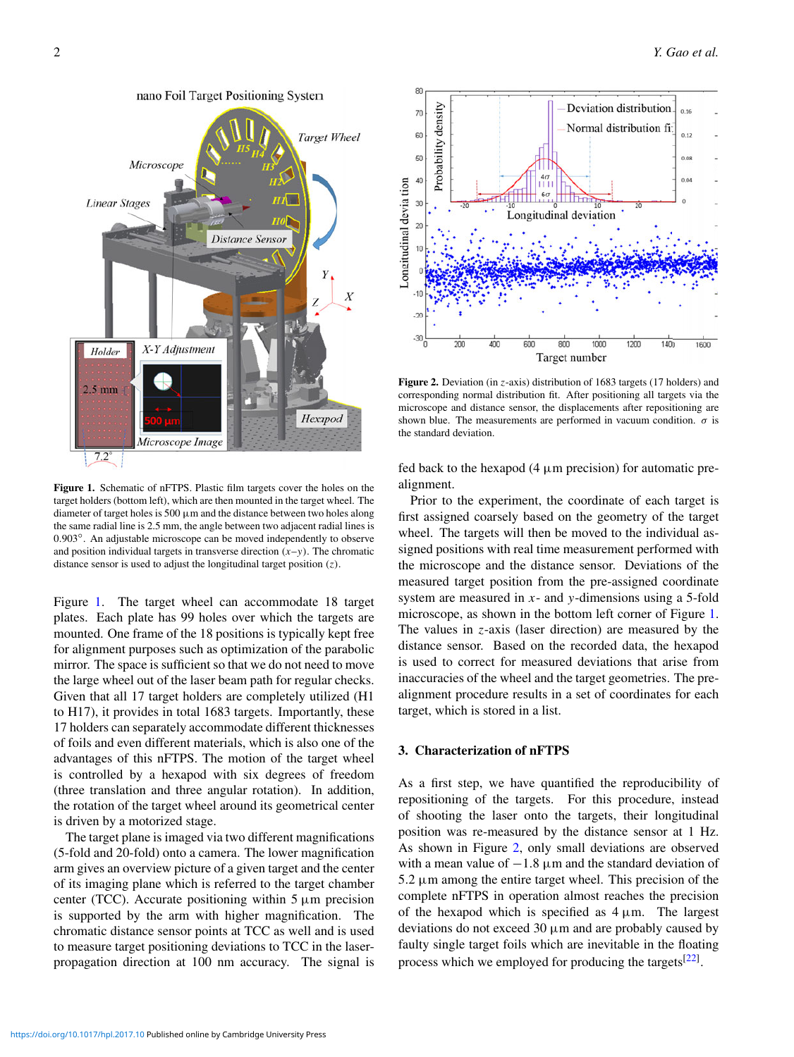**Figure 1.** Schematic of nFTPS. Plastic film targets cover the holes on the target holders (bottom left), which are then mounted in the target wheel. The diameter of target holes is 500 µm and the distance between two holes along the same radial line is 2.5 mm, the angle between two adjacent radial lines is 0.903°. An adjustable microscope can be moved independently to observe and position individual targets in transverse direction ($x$–$y$). The chromatic distance sensor is used to adjust the longitudinal target position ($z$).

Figure 1. The target wheel can accommodate 18 target plates. Each plate has 99 holes over which the targets are mounted. One frame of the 18 positions is typically kept free for alignment purposes such as optimization of the parabolic mirror. The space is sufficient so that we do not need to move the large wheel out of the laser beam path for regular checks. Given that all 17 target holders are completely utilized (H1 to H17), it provides in total 1683 targets. Importantly, these 17 holders can separately accommodate different thicknesses of foils and even different materials, which is also one of the advantages of this nFTPS. The motion of the target wheel is controlled by a hexapod with six degrees of freedom (three translation and three angular rotation). In addition, the rotation of the target wheel around its geometrical center is driven by a motorized stage.

The target plane is imaged via two different magnifications (5-fold and 20-fold) onto a camera. The lower magnification arm gives an overview picture of a given target and the center of its imaging plane which is referred to the target chamber center (TCC). Accurate positioning within 5 µm precision is supported by the arm with higher magnification. The chromatic distance sensor points at TCC as well and is used to measure target positioning deviations to TCC in the laser-propagation direction at 100 nm accuracy. The signal is fed back to the hexapod (4 µm precision) for automatic pre-alignment.

**Figure 2.** Deviation (in $z$-axis) distribution of 1683 targets (17 holders) and corresponding normal distribution fit. After positioning all targets via the microscope and distance sensor, the displacements after repositioning are shown blue. The measurements are performed in vacuum condition. $\sigma$ is the standard deviation.

Prior to the experiment, the coordinate of each target is first assigned coarsely based on the geometry of the target wheel. The targets will then be moved to the individual assigned positions with real time measurement performed with the microscope and the distance sensor. Deviations of the measured target position from the pre-assigned coordinate system are measured in $x$- and $y$-dimensions using a 5-fold microscope, as shown in the bottom left corner of Figure 1. The values in $z$-axis (laser direction) are measured by the distance sensor. Based on the recorded data, the hexapod is used to correct for measured deviations that arise from inaccuracies of the wheel and the target geometries. The pre-alignment procedure results in a set of coordinates for each target, which is stored in a list.

## 3. Characterization of nFTPS

As a first step, we have quantified the reproducibility of repositioning of the targets. For this procedure, instead of shooting the laser onto the targets, their longitudinal position was re-measured by the distance sensor at 1 Hz. As shown in Figure 2, only small deviations are observed with a mean value of $-1.8$ µm and the standard deviation of 5.2 µm among the entire target wheel. This precision of the complete nFTPS in operation almost reaches the precision of the hexapod which is specified as 4 µm. The largest deviations do not exceed 30 µm and are probably caused by faulty single target foils which are inevitable in the floating process which we employed for producing the targets[22].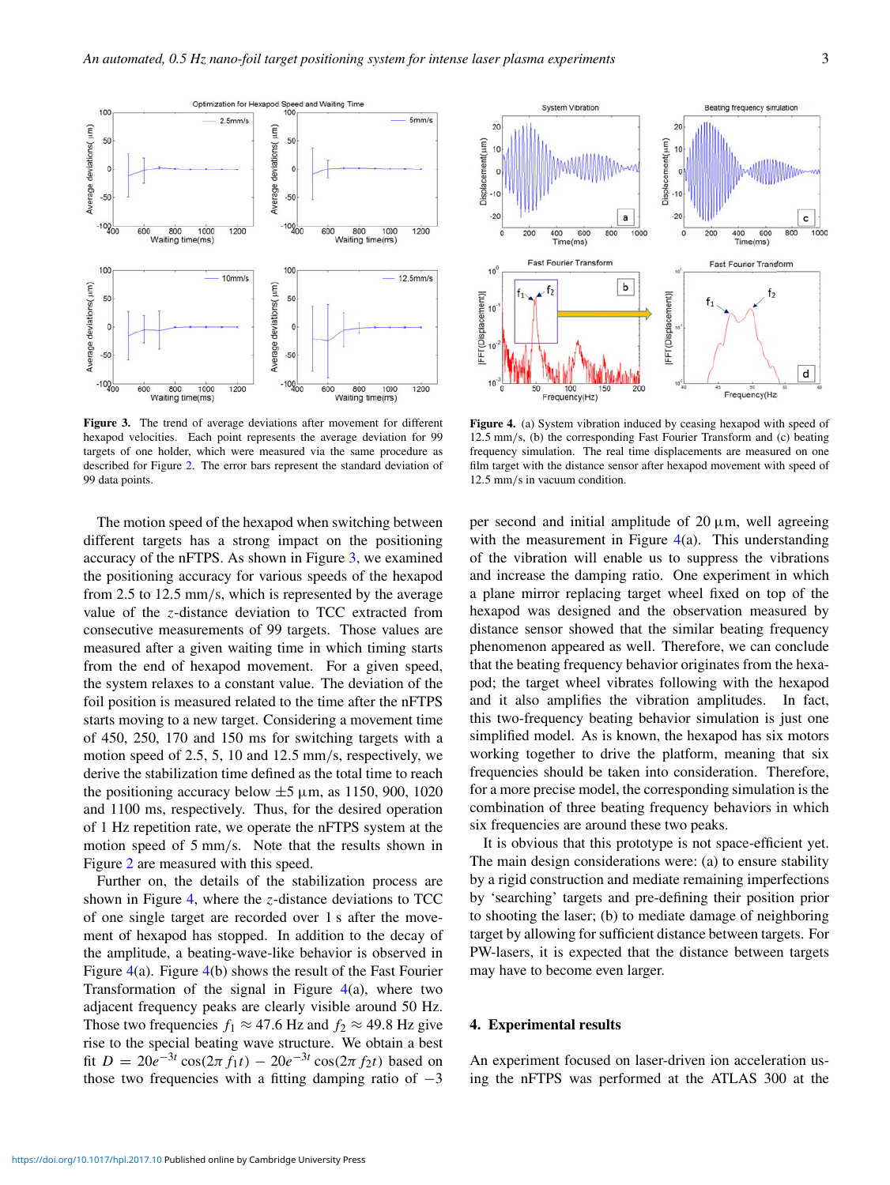**Figure 3.** The trend of average deviations after movement for different hexapod velocities. Each point represents the average deviation for 99 targets of one holder, which were measured via the same procedure as described for Figure 2. The error bars represent the standard deviation of 99 data points.

**Figure 4.** (a) System vibration induced by ceasing hexapod with speed of 12.5 mm/s, (b) the corresponding Fast Fourier Transform and (c) beating frequency simulation. The real time displacements are measured on one film target with the distance sensor after hexapod movement with speed of 12.5 mm/s in vacuum condition.

The motion speed of the hexapod when switching between different targets has a strong impact on the positioning accuracy of the nFTPS. As shown in Figure 3, we examined the positioning accuracy for various speeds of the hexapod from 2.5 to 12.5 mm/s, which is represented by the average value of the $z$-distance deviation to TCC extracted from consecutive measurements of 99 targets. Those values are measured after a given waiting time in which timing starts from the end of hexapod movement. For a given speed, the system relaxes to a constant value. The deviation of the foil position is measured related to the time after the nFTPS starts moving to a new target. Considering a movement time of 450, 250, 170 and 150 ms for switching targets with a motion speed of 2.5, 5, 10 and 12.5 mm/s, respectively, we derive the stabilization time defined as the total time to reach the positioning accuracy below $\pm 5$ µm, as 1150, 900, 1020 and 1100 ms, respectively. Thus, for the desired operation of 1 Hz repetition rate, we operate the nFTPS system at the motion speed of 5 mm/s. Note that the results shown in Figure 2 are measured with this speed.

Further on, the details of the stabilization process are shown in Figure 4, where the $z$-distance deviations to TCC of one single target are recorded over 1 s after the movement of hexapod has stopped. In addition to the decay of the amplitude, a beating-wave-like behavior is observed in Figure 4(a). Figure 4(b) shows the result of the Fast Fourier Transformation of the signal in Figure 4(a), where two adjacent frequency peaks are clearly visible around 50 Hz. Those two frequencies $f_1 \approx 47.6$ Hz and $f_2 \approx 49.8$ Hz give rise to the special beating wave structure. We obtain a best fit $D = 20e^{-3t}\cos(2\pi f_1 t) - 20e^{-3t}\cos(2\pi f_2 t)$ based on those two frequencies with a fitting damping ratio of $-3$ per second and initial amplitude of 20 µm, well agreeing with the measurement in Figure 4(a). This understanding of the vibration will enable us to suppress the vibrations and increase the damping ratio. One experiment in which a plane mirror replacing target wheel fixed on top of the hexapod was designed and the observation measured by distance sensor showed that the similar beating frequency phenomenon appeared as well. Therefore, we can conclude that the beating frequency behavior originates from the hexapod; the target wheel vibrates following with the hexapod and it also amplifies the vibration amplitudes. In fact, this two-frequency beating behavior simulation is just one simplified model. As is known, the hexapod has six motors working together to drive the platform, meaning that six frequencies should be taken into consideration. Therefore, for a more precise model, the corresponding simulation is the combination of three beating frequency behaviors in which six frequencies are around these two peaks.

It is obvious that this prototype is not space-efficient yet. The main design considerations were: (a) to ensure stability by a rigid construction and mediate remaining imperfections by 'searching' targets and pre-defining their position prior to shooting the laser; (b) to mediate damage of neighboring target by allowing for sufficient distance between targets. For PW-lasers, it is expected that the distance between targets may have to become even larger.

## 4. Experimental results

An experiment focused on laser-driven ion acceleration using the nFTPS was performed at the ATLAS 300 at the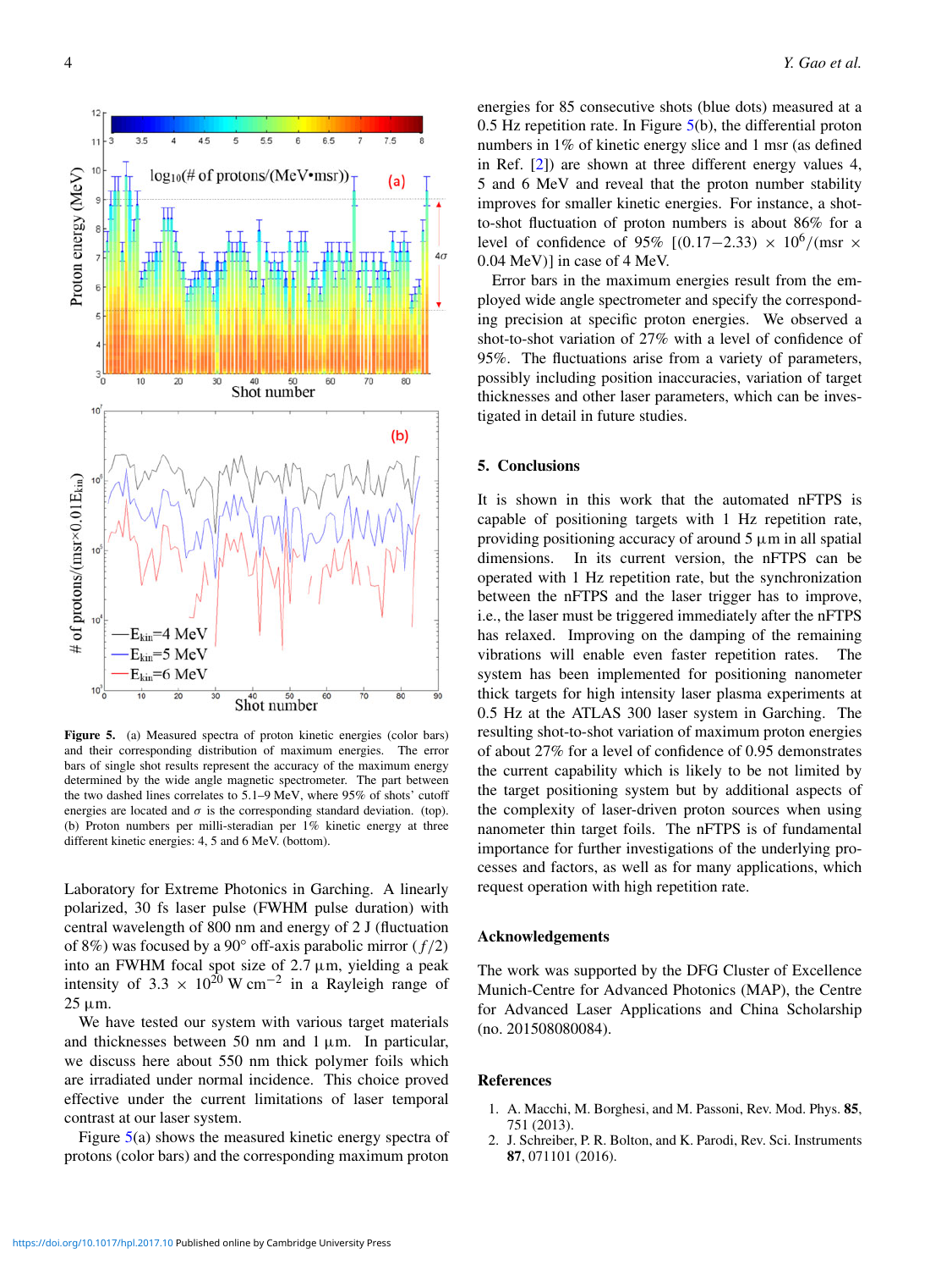Figure 5. (a) Measured spectra of proton kinetic energies (color bars) and their corresponding distribution of maximum energies. The error bars of single shot results represent the accuracy of the maximum energy determined by the wide angle magnetic spectrometer. The part between the two dashed lines correlates to 5.1–9 MeV, where 95% of shots' cutoff energies are located and $\sigma$ is the corresponding standard deviation. (top). (b) Proton numbers per milli-steradian per 1% kinetic energy at three different kinetic energies: 4, 5 and 6 MeV. (bottom).

Laboratory for Extreme Photonics in Garching. A linearly polarized, 30 fs laser pulse (FWHM pulse duration) with central wavelength of 800 nm and energy of 2 J (fluctuation of 8%) was focused by a 90° off-axis parabolic mirror ($f/2$) into an FWHM focal spot size of 2.7 $\mu$m, yielding a peak intensity of $3.3 \times 10^{20}$ W cm$^{-2}$ in a Rayleigh range of 25 $\mu$m.

We have tested our system with various target materials and thicknesses between 50 nm and 1 $\mu$m. In particular, we discuss here about 550 nm thick polymer foils which are irradiated under normal incidence. This choice proved effective under the current limitations of laser temporal contrast at our laser system.

Figure 5(a) shows the measured kinetic energy spectra of protons (color bars) and the corresponding maximum proton energies for 85 consecutive shots (blue dots) measured at a 0.5 Hz repetition rate. In Figure 5(b), the differential proton numbers in 1% of kinetic energy slice and 1 msr (as defined in Ref. [2]) are shown at three different energy values 4, 5 and 6 MeV and reveal that the proton number stability improves for smaller kinetic energies. For instance, a shot-to-shot fluctuation of proton numbers is about 86% for a level of confidence of 95% [$(0.17-2.33) \times 10^6/(\text{msr} \times 0.04\ \text{MeV})$] in case of 4 MeV.

Error bars in the maximum energies result from the employed wide angle spectrometer and specify the corresponding precision at specific proton energies. We observed a shot-to-shot variation of 27% with a level of confidence of 95%. The fluctuations arise from a variety of parameters, possibly including position inaccuracies, variation of target thicknesses and other laser parameters, which can be investigated in detail in future studies.

## 5. Conclusions

It is shown in this work that the automated nFTPS is capable of positioning targets with 1 Hz repetition rate, providing positioning accuracy of around 5 $\mu$m in all spatial dimensions. In its current version, the nFTPS can be operated with 1 Hz repetition rate, but the synchronization between the nFTPS and the laser trigger has to improve, i.e., the laser must be triggered immediately after the nFTPS has relaxed. Improving on the damping of the remaining vibrations will enable even faster repetition rates. The system has been implemented for positioning nanometer thick targets for high intensity laser plasma experiments at 0.5 Hz at the ATLAS 300 laser system in Garching. The resulting shot-to-shot variation of maximum proton energies of about 27% for a level of confidence of 0.95 demonstrates the current capability which is likely to be not limited by the target positioning system but by additional aspects of the complexity of laser-driven proton sources when using nanometer thin target foils. The nFTPS is of fundamental importance for further investigations of the underlying processes and factors, as well as for many applications, which request operation with high repetition rate.

## Acknowledgements

The work was supported by the DFG Cluster of Excellence Munich-Centre for Advanced Photonics (MAP), the Centre for Advanced Laser Applications and China Scholarship (no. 201508080084).

## References

1. A. Macchi, M. Borghesi, and M. Passoni, Rev. Mod. Phys. **85**, 751 (2013).
2. J. Schreiber, P. R. Bolton, and K. Parodi, Rev. Sci. Instruments **87**, 071101 (2016).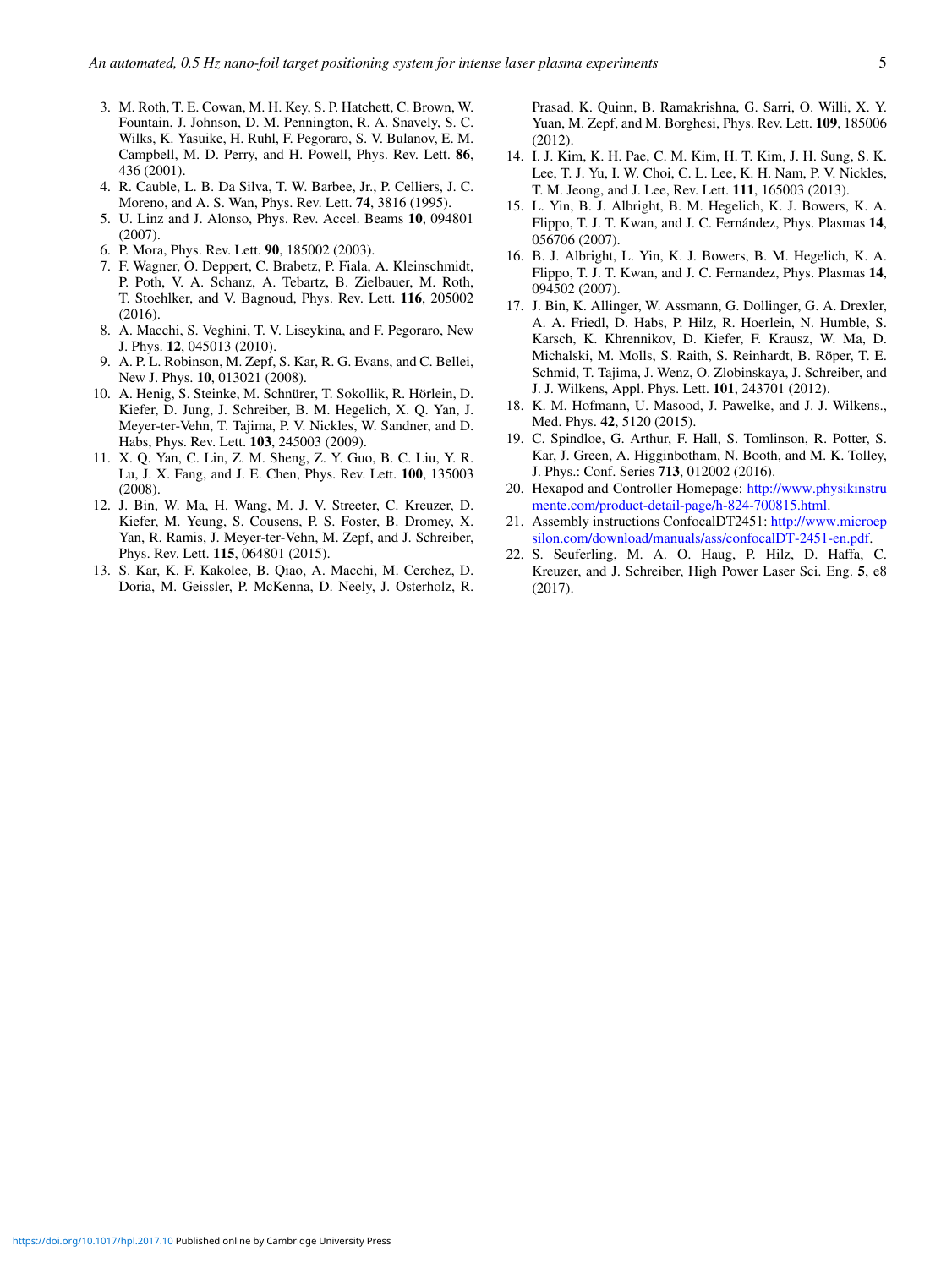3. M. Roth, T. E. Cowan, M. H. Key, S. P. Hatchett, C. Brown, W. Fountain, J. Johnson, D. M. Pennington, R. A. Snavely, S. C. Wilks, K. Yasuike, H. Ruhl, F. Pegoraro, S. V. Bulanov, E. M. Campbell, M. D. Perry, and H. Powell, Phys. Rev. Lett. **86**, 436 (2001).
4. R. Cauble, L. B. Da Silva, T. W. Barbee, Jr., P. Celliers, J. C. Moreno, and A. S. Wan, Phys. Rev. Lett. **74**, 3816 (1995).
5. U. Linz and J. Alonso, Phys. Rev. Accel. Beams **10**, 094801 (2007).
6. P. Mora, Phys. Rev. Lett. **90**, 185002 (2003).
7. F. Wagner, O. Deppert, C. Brabetz, P. Fiala, A. Kleinschmidt, P. Poth, V. A. Schanz, A. Tebartz, B. Zielbauer, M. Roth, T. Stoehlker, and V. Bagnoud, Phys. Rev. Lett. **116**, 205002 (2016).
8. A. Macchi, S. Veghini, T. V. Liseykina, and F. Pegoraro, New J. Phys. **12**, 045013 (2010).
9. A. P. L. Robinson, M. Zepf, S. Kar, R. G. Evans, and C. Bellei, New J. Phys. **10**, 013021 (2008).
10. A. Henig, S. Steinke, M. Schnürer, T. Sokollik, R. Hörlein, D. Kiefer, D. Jung, J. Schreiber, B. M. Hegelich, X. Q. Yan, J. Meyer-ter-Vehn, T. Tajima, P. V. Nickles, W. Sandner, and D. Habs, Phys. Rev. Lett. **103**, 245003 (2009).
11. X. Q. Yan, C. Lin, Z. M. Sheng, Z. Y. Guo, B. C. Liu, Y. R. Lu, J. X. Fang, and J. E. Chen, Phys. Rev. Lett. **100**, 135003 (2008).
12. J. Bin, W. Ma, H. Wang, M. J. V. Streeter, C. Kreuzer, D. Kiefer, M. Yeung, S. Cousens, P. S. Foster, B. Dromey, X. Yan, R. Ramis, J. Meyer-ter-Vehn, M. Zepf, and J. Schreiber, Phys. Rev. Lett. **115**, 064801 (2015).
13. S. Kar, K. F. Kakolee, B. Qiao, A. Macchi, M. Cerchez, D. Doria, M. Geissler, P. McKenna, D. Neely, J. Osterholz, R. Prasad, K. Quinn, B. Ramakrishna, G. Sarri, O. Willi, X. Y. Yuan, M. Zepf, and M. Borghesi, Phys. Rev. Lett. **109**, 185006 (2012).
14. I. J. Kim, K. H. Pae, C. M. Kim, H. T. Kim, J. H. Sung, S. K. Lee, T. J. Yu, I. W. Choi, C. L. Lee, K. H. Nam, P. V. Nickles, T. M. Jeong, and J. Lee, Rev. Lett. **111**, 165003 (2013).
15. L. Yin, B. J. Albright, B. M. Hegelich, K. J. Bowers, K. A. Flippo, T. J. T. Kwan, and J. C. Fernández, Phys. Plasmas **14**, 056706 (2007).
16. B. J. Albright, L. Yin, K. J. Bowers, B. M. Hegelich, K. A. Flippo, T. J. T. Kwan, and J. C. Fernandez, Phys. Plasmas **14**, 094502 (2007).
17. J. Bin, K. Allinger, W. Assmann, G. Dollinger, G. A. Drexler, A. A. Friedl, D. Habs, P. Hilz, R. Hoerlein, N. Humble, S. Karsch, K. Khrennikov, D. Kiefer, F. Krausz, W. Ma, D. Michalski, M. Molls, S. Raith, S. Reinhardt, B. Röper, T. E. Schmid, T. Tajima, J. Wenz, O. Zlobinskaya, J. Schreiber, and J. J. Wilkens, Appl. Phys. Lett. **101**, 243701 (2012).
18. K. M. Hofmann, U. Masood, J. Pawelke, and J. J. Wilkens., Med. Phys. **42**, 5120 (2015).
19. C. Spindloe, G. Arthur, F. Hall, S. Tomlinson, R. Potter, S. Kar, J. Green, A. Higginbotham, N. Booth, and M. K. Tolley, J. Phys.: Conf. Series **713**, 012002 (2016).
20. Hexapod and Controller Homepage: http://www.physikinstrumente.com/product-detail-page/h-824-700815.html.
21. Assembly instructions ConfocalDT2451: http://www.micro-epsilon.com/download/manuals/ass/confocalDT-2451-en.pdf.
22. S. Seuferling, M. A. O. Haug, P. Hilz, D. Haffa, C. Kreuzer, and J. Schreiber, High Power Laser Sci. Eng. **5**, e8 (2017).